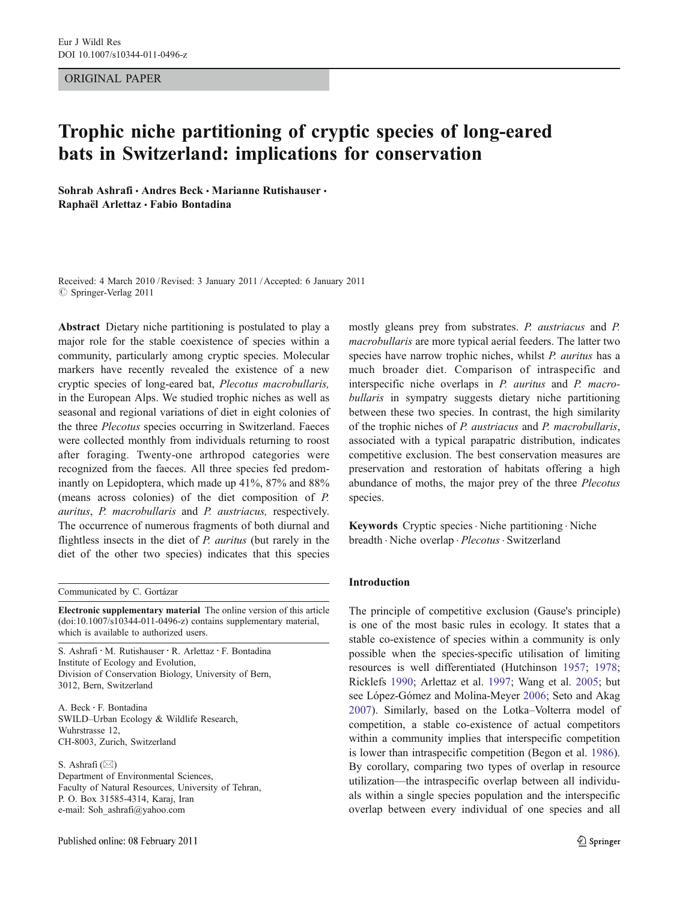ORIGINAL PAPER

# Trophic niche partitioning of cryptic species of long-eared bats in Switzerland: implications for conservation

**Sohrab Ashrafi · Andres Beck · Marianne Rutishauser · Raphaël Arlettaz · Fabio Bontadina**

Received: 4 March 2010 / Revised: 3 January 2011 / Accepted: 6 January 2011
© Springer-Verlag 2011

**Abstract** Dietary niche partitioning is postulated to play a major role for the stable coexistence of species within a community, particularly among cryptic species. Molecular markers have recently revealed the existence of a new cryptic species of long-eared bat, *Plecotus macrobullaris,* in the European Alps. We studied trophic niches as well as seasonal and regional variations of diet in eight colonies of the three *Plecotus* species occurring in Switzerland. Faeces were collected monthly from individuals returning to roost after foraging. Twenty-one arthropod categories were recognized from the faeces. All three species fed predominantly on Lepidoptera, which made up 41%, 87% and 88% (means across colonies) of the diet composition of *P. auritus*, *P. macrobullaris* and *P. austriacus,* respectively. The occurrence of numerous fragments of both diurnal and flightless insects in the diet of *P. auritus* (but rarely in the diet of the other two species) indicates that this species mostly gleans prey from substrates. *P. austriacus* and *P. macrobullaris* are more typical aerial feeders. The latter two species have narrow trophic niches, whilst *P. auritus* has a much broader diet. Comparison of intraspecific and interspecific niche overlaps in *P. auritus* and *P. macrobullaris* in sympatry suggests dietary niche partitioning between these two species. In contrast, the high similarity of the trophic niches of *P. austriacus* and *P. macrobullaris*, associated with a typical parapatric distribution, indicates competitive exclusion. The best conservation measures are preservation and restoration of habitats offering a high abundance of moths, the major prey of the three *Plecotus* species.

**Keywords** Cryptic species · Niche partitioning · Niche breadth · Niche overlap · *Plecotus* · Switzerland

Communicated by C. Gortázar

**Electronic supplementary material** The online version of this article (doi:10.1007/s10344-011-0496-z) contains supplementary material, which is available to authorized users.

S. Ashrafi · M. Rutishauser · R. Arlettaz · F. Bontadina
Institute of Ecology and Evolution,
Division of Conservation Biology, University of Bern,
3012, Bern, Switzerland

A. Beck · F. Bontadina
SWILD–Urban Ecology & Wildlife Research,
Wuhrstrasse 12,
CH-8003, Zurich, Switzerland

S. Ashrafi (✉)
Department of Environmental Sciences,
Faculty of Natural Resources, University of Tehran,
P. O. Box 31585-4314, Karaj, Iran
e-mail: Soh_ashrafi@yahoo.com

## Introduction

The principle of competitive exclusion (Gause's principle) is one of the most basic rules in ecology. It states that a stable co-existence of species within a community is only possible when the species-specific utilisation of limiting resources is well differentiated (Hutchinson 1957; 1978; Ricklefs 1990; Arlettaz et al. 1997; Wang et al. 2005; but see López-Gómez and Molina-Meyer 2006; Seto and Akag 2007). Similarly, based on the Lotka–Volterra model of competition, a stable co-existence of actual competitors within a community implies that interspecific competition is lower than intraspecific competition (Begon et al. 1986). By corollary, comparing two types of overlap in resource utilization—the intraspecific overlap between all individuals within a single species population and the interspecific overlap between every individual of one species and all

Published online: 08 February 2011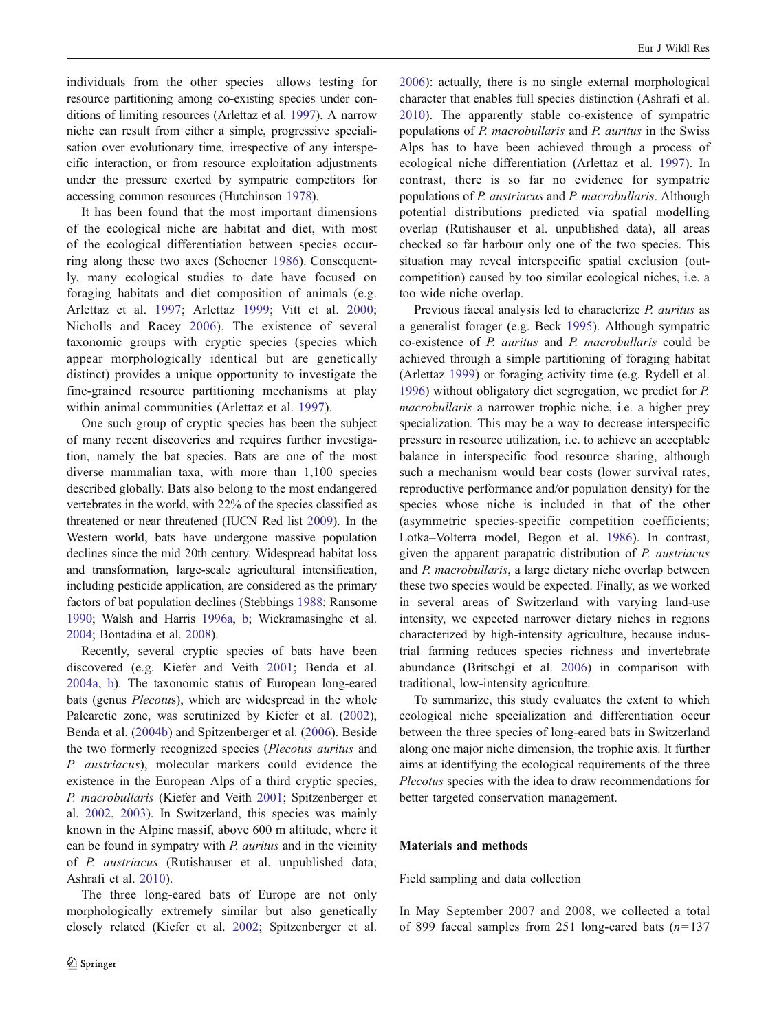individuals from the other species—allows testing for resource partitioning among co-existing species under conditions of limiting resources (Arlettaz et al. 1997). A narrow niche can result from either a simple, progressive specialisation over evolutionary time, irrespective of any interspecific interaction, or from resource exploitation adjustments under the pressure exerted by sympatric competitors for accessing common resources (Hutchinson 1978).

It has been found that the most important dimensions of the ecological niche are habitat and diet, with most of the ecological differentiation between species occurring along these two axes (Schoener 1986). Consequently, many ecological studies to date have focused on foraging habitats and diet composition of animals (e.g. Arlettaz et al. 1997; Arlettaz 1999; Vitt et al. 2000; Nicholls and Racey 2006). The existence of several taxonomic groups with cryptic species (species which appear morphologically identical but are genetically distinct) provides a unique opportunity to investigate the fine-grained resource partitioning mechanisms at play within animal communities (Arlettaz et al. 1997).

One such group of cryptic species has been the subject of many recent discoveries and requires further investigation, namely the bat species. Bats are one of the most diverse mammalian taxa, with more than 1,100 species described globally. Bats also belong to the most endangered vertebrates in the world, with 22% of the species classified as threatened or near threatened (IUCN Red list 2009). In the Western world, bats have undergone massive population declines since the mid 20th century. Widespread habitat loss and transformation, large-scale agricultural intensification, including pesticide application, are considered as the primary factors of bat population declines (Stebbings 1988; Ransome 1990; Walsh and Harris 1996a, b; Wickramasinghe et al. 2004; Bontadina et al. 2008).

Recently, several cryptic species of bats have been discovered (e.g. Kiefer and Veith 2001; Benda et al. 2004a, b). The taxonomic status of European long-eared bats (genus *Plecotus*), which are widespread in the whole Palearctic zone, was scrutinized by Kiefer et al. (2002), Benda et al. (2004b) and Spitzenberger et al. (2006). Beside the two formerly recognized species (*Plecotus auritus* and *P. austriacus*), molecular markers could evidence the existence in the European Alps of a third cryptic species, *P. macrobullaris* (Kiefer and Veith 2001; Spitzenberger et al. 2002, 2003). In Switzerland, this species was mainly known in the Alpine massif, above 600 m altitude, where it can be found in sympatry with *P. auritus* and in the vicinity of *P. austriacus* (Rutishauser et al. unpublished data; Ashrafi et al. 2010).

The three long-eared bats of Europe are not only morphologically extremely similar but also genetically closely related (Kiefer et al. 2002; Spitzenberger et al. 2006): actually, there is no single external morphological character that enables full species distinction (Ashrafi et al. 2010). The apparently stable co-existence of sympatric populations of *P. macrobullaris* and *P. auritus* in the Swiss Alps has to have been achieved through a process of ecological niche differentiation (Arlettaz et al. 1997). In contrast, there is so far no evidence for sympatric populations of *P. austriacus* and *P. macrobullaris*. Although potential distributions predicted via spatial modelling overlap (Rutishauser et al. unpublished data), all areas checked so far harbour only one of the two species. This situation may reveal interspecific spatial exclusion (out-competition) caused by too similar ecological niches, i.e. a too wide niche overlap.

Previous faecal analysis led to characterize *P. auritus* as a generalist forager (e.g. Beck 1995). Although sympatric co-existence of *P. auritus* and *P. macrobullaris* could be achieved through a simple partitioning of foraging habitat (Arlettaz 1999) or foraging activity time (e.g. Rydell et al. 1996) without obligatory diet segregation, we predict for *P. macrobullaris* a narrower trophic niche, i.e. a higher prey specialization. This may be a way to decrease interspecific pressure in resource utilization, i.e. to achieve an acceptable balance in interspecific food resource sharing, although such a mechanism would bear costs (lower survival rates, reproductive performance and/or population density) for the species whose niche is included in that of the other (asymmetric species-specific competition coefficients; Lotka–Volterra model, Begon et al. 1986). In contrast, given the apparent parapatric distribution of *P. austriacus* and *P. macrobullaris*, a large dietary niche overlap between these two species would be expected. Finally, as we worked in several areas of Switzerland with varying land-use intensity, we expected narrower dietary niches in regions characterized by high-intensity agriculture, because industrial farming reduces species richness and invertebrate abundance (Britschgi et al. 2006) in comparison with traditional, low-intensity agriculture.

To summarize, this study evaluates the extent to which ecological niche specialization and differentiation occur between the three species of long-eared bats in Switzerland along one major niche dimension, the trophic axis. It further aims at identifying the ecological requirements of the three *Plecotus* species with the idea to draw recommendations for better targeted conservation management.

## Materials and methods

### Field sampling and data collection

In May–September 2007 and 2008, we collected a total of 899 faecal samples from 251 long-eared bats ($n=137$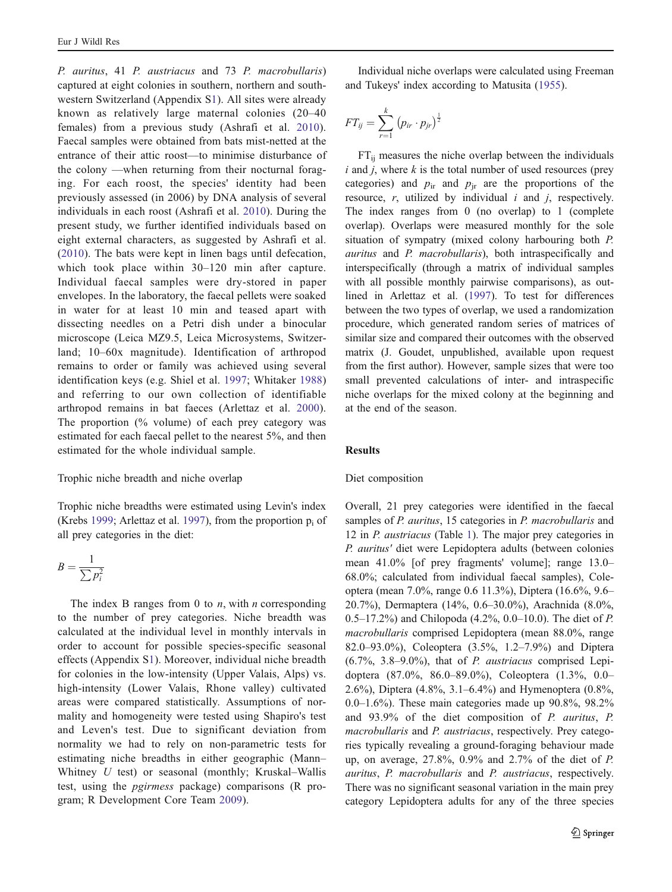*P. auritus*, 41 *P. austriacus* and 73 *P. macrobullaris*) captured at eight colonies in southern, northern and south-western Switzerland (Appendix S1). All sites were already known as relatively large maternal colonies (20–40 females) from a previous study (Ashrafi et al. 2010). Faecal samples were obtained from bats mist-netted at the entrance of their attic roost—to minimise disturbance of the colony —when returning from their nocturnal foraging. For each roost, the species' identity had been previously assessed (in 2006) by DNA analysis of several individuals in each roost (Ashrafi et al. 2010). During the present study, we further identified individuals based on eight external characters, as suggested by Ashrafi et al. (2010). The bats were kept in linen bags until defecation, which took place within 30–120 min after capture. Individual faecal samples were dry-stored in paper envelopes. In the laboratory, the faecal pellets were soaked in water for at least 10 min and teased apart with dissecting needles on a Petri dish under a binocular microscope (Leica MZ9.5, Leica Microsystems, Switzerland; 10–60x magnitude). Identification of arthropod remains to order or family was achieved using several identification keys (e.g. Shiel et al. 1997; Whitaker 1988) and referring to our own collection of identifiable arthropod remains in bat faeces (Arlettaz et al. 2000). The proportion (% volume) of each prey category was estimated for each faecal pellet to the nearest 5%, and then estimated for the whole individual sample.

### Trophic niche breadth and niche overlap

Trophic niche breadths were estimated using Levin's index (Krebs 1999; Arlettaz et al. 1997), from the proportion $p_i$ of all prey categories in the diet:

$$B = \frac{1}{\sum p_i^2}$$

The index B ranges from 0 to *n*, with *n* corresponding to the number of prey categories. Niche breadth was calculated at the individual level in monthly intervals in order to account for possible species-specific seasonal effects (Appendix S1). Moreover, individual niche breadth for colonies in the low-intensity (Upper Valais, Alps) vs. high-intensity (Lower Valais, Rhone valley) cultivated areas were compared statistically. Assumptions of normality and homogeneity were tested using Shapiro's test and Leven's test. Due to significant deviation from normality we had to rely on non-parametric tests for estimating niche breadths in either geographic (Mann–Whitney *U* test) or seasonal (monthly; Kruskal–Wallis test, using the *pgirmess* package) comparisons (R program; R Development Core Team 2009).

Individual niche overlaps were calculated using Freeman and Tukeys' index according to Matusita (1955).

$$FT_{ij} = \sum_{r=1}^{k} \left(p_{ir} \cdot p_{jr}\right)^{\frac{1}{2}}$$

$FT_{ij}$ measures the niche overlap between the individuals *i* and *j*, where *k* is the total number of used resources (prey categories) and $p_{ir}$ and $p_{jr}$ are the proportions of the resource, *r*, utilized by individual *i* and *j*, respectively. The index ranges from 0 (no overlap) to 1 (complete overlap). Overlaps were measured monthly for the sole situation of sympatry (mixed colony harbouring both *P. auritus* and *P. macrobullaris*), both intraspecifically and interspecifically (through a matrix of individual samples with all possible monthly pairwise comparisons), as outlined in Arlettaz et al. (1997). To test for differences between the two types of overlap, we used a randomization procedure, which generated random series of matrices of similar size and compared their outcomes with the observed matrix (J. Goudet, unpublished, available upon request from the first author). However, sample sizes that were too small prevented calculations of inter- and intraspecific niche overlaps for the mixed colony at the beginning and at the end of the season.

## Results

### Diet composition

Overall, 21 prey categories were identified in the faecal samples of *P. auritus*, 15 categories in *P. macrobullaris* and 12 in *P. austriacus* (Table 1). The major prey categories in *P. auritus'* diet were Lepidoptera adults (between colonies mean 41.0% [of prey fragments' volume]; range 13.0–68.0%; calculated from individual faecal samples), Coleoptera (mean 7.0%, range 0.6 11.3%), Diptera (16.6%, 9.6–20.7%), Dermaptera (14%, 0.6–30.0%), Arachnida (8.0%, 0.5–17.2%) and Chilopoda (4.2%, 0.0–10.0). The diet of *P. macrobullaris* comprised Lepidoptera (mean 88.0%, range 82.0–93.0%), Coleoptera (3.5%, 1.2–7.9%) and Diptera (6.7%, 3.8–9.0%), that of *P. austriacus* comprised Lepidoptera (87.0%, 86.0–89.0%), Coleoptera (1.3%, 0.0–2.6%), Diptera (4.8%, 3.1–6.4%) and Hymenoptera (0.8%, 0.0–1.6%). These main categories made up 90.8%, 98.2% and 93.9% of the diet composition of *P. auritus*, *P. macrobullaris* and *P. austriacus*, respectively. Prey categories typically revealing a ground-foraging behaviour made up, on average, 27.8%, 0.9% and 2.7% of the diet of *P. auritus*, *P. macrobullaris* and *P. austriacus*, respectively. There was no significant seasonal variation in the main prey category Lepidoptera adults for any of the three species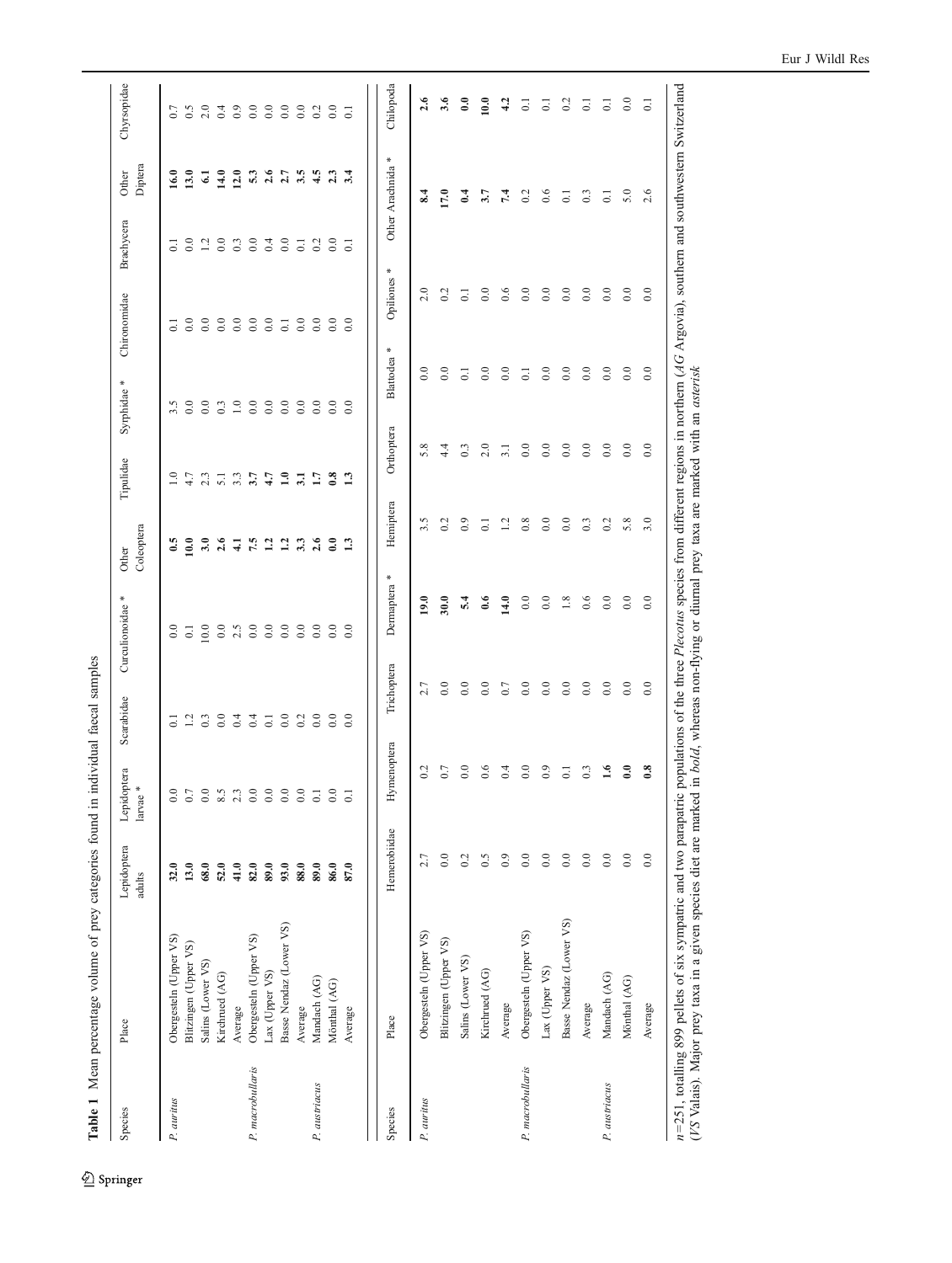**Table 1** Mean percentage volume of prey categories found in individual faecal samples

| Species | Place | Lepidoptera adults | Lepidoptera larvae * | Scarabidae | Curculionoidae * | Other Coleoptera | Tipulidae | Syrphidae * | Chironomidae | Brachycera | Other Diptera | Chyrsopidae |
|---|---|---|---|---|---|---|---|---|---|---|---|---|
| *P. auritus* | Obergesteln (Upper VS) | **32.0** | 0.0 | 0.1 | 0.0 | **0.5** | 1.0 | 3.5 | 0.1 | 0.1 | **16.0** | 0.7 |
| | Blitzingen (Upper VS) | **13.0** | 0.7 | 1.2 | 0.1 | **10.0** | 4.7 | 0.0 | 0.0 | 0.0 | **13.0** | 0.5 |
| | Salins (Lower VS) | **68.0** | 0.0 | 0.3 | 10.0 | **3.0** | 2.3 | 0.0 | 0.0 | 1.2 | **6.1** | 2.0 |
| | Kirchrued (AG) | **52.0** | 8.5 | 0.0 | 0.0 | **2.6** | 5.1 | 0.3 | 0.0 | 0.0 | **14.0** | 0.4 |
| | Average | **41.0** | 2.3 | 0.4 | 2.5 | **4.1** | 3.3 | 1.0 | 0.0 | 0.3 | **12.0** | 0.9 |
| *P. macrobullaris* | Obergesteln (Upper VS) | **82.0** | 0.0 | 0.4 | 0.0 | **7.5** | **3.7** | 0.0 | 0.0 | 0.0 | **5.3** | 0.0 |
| | Lax (Upper VS) | **89.0** | 0.0 | 0.1 | 0.0 | **1.2** | **4.7** | 0.0 | 0.0 | 0.4 | **2.6** | 0.0 |
| | Basse Nendaz (Lower VS) | **93.0** | 0.0 | 0.0 | 0.0 | **1.2** | **1.0** | 0.0 | 0.1 | 0.0 | **2.7** | 0.0 |
| | Average | **88.0** | 0.0 | 0.2 | 0.0 | **3.3** | **3.1** | 0.0 | 0.0 | 0.1 | **3.5** | 0.0 |
| *P. austriacus* | Mandach (AG) | **89.0** | 0.1 | 0.0 | 0.0 | **2.6** | **1.7** | 0.0 | 0.0 | 0.2 | **4.5** | 0.2 |
| | Mönthal (AG) | **86.0** | 0.0 | 0.0 | 0.0 | **0.0** | **0.8** | 0.0 | 0.0 | 0.0 | **2.3** | 0.0 |
| | Average | **87.0** | 0.1 | 0.0 | 0.0 | **1.3** | **1.3** | 0.0 | 0.0 | 0.1 | **3.4** | 0.1 |

| Species | Place | Hemerobiidae | Hymenoptera | Trichoptera | Dermaptera * | Hemiptera | Orthoptera | Blattodea * | Opiliones * | Other Arachnida * | Chilopoda |
|---|---|---|---|---|---|---|---|---|---|---|---|
| *P. auritus* | Obergesteln (Upper VS) | 2.7 | 0.2 | 2.7 | **19.0** | 3.5 | 5.8 | 0.0 | 2.0 | **8.4** | **2.6** |
| | Blitzingen (Upper VS) | 0.0 | 0.7 | 0.0 | **30.0** | 0.2 | 4.4 | 0.0 | 0.2 | **17.0** | **3.6** |
| | Salins (Lower VS) | 0.2 | 0.0 | 0.0 | **5.4** | 0.9 | 0.3 | 0.1 | 0.1 | **0.4** | **0.0** |
| | Kirchrued (AG) | 0.5 | 0.6 | 0.0 | **0.6** | 0.1 | 2.0 | 0.0 | 0.0 | **3.7** | **10.0** |
| | Average | 0.9 | 0.4 | 0.7 | **14.0** | 1.2 | 3.1 | 0.0 | 0.6 | **7.4** | **4.2** |
| *P. macrobullaris* | Obergesteln (Upper VS) | 0.0 | 0.0 | 0.0 | 0.0 | 0.8 | 0.0 | 0.1 | 0.0 | 0.2 | 0.1 |
| | Lax (Upper VS) | 0.0 | 0.9 | 0.0 | 0.0 | 0.0 | 0.0 | 0.0 | 0.0 | 0.6 | 0.1 |
| | Basse Nendaz (Lower VS) | 0.0 | 0.1 | 0.0 | 1.8 | 0.0 | 0.0 | 0.0 | 0.0 | 0.1 | 0.2 |
| | Average | 0.0 | 0.3 | 0.0 | 0.6 | 0.3 | 0.0 | 0.0 | 0.0 | 0.3 | 0.1 |
| *P. austriacus* | Mandach (AG) | 0.0 | **1.6** | 0.0 | 0.0 | 0.2 | 0.0 | 0.0 | 0.0 | 0.1 | 0.1 |
| | Mönthal (AG) | 0.0 | **0.0** | 0.0 | 0.0 | 5.8 | 0.0 | 0.0 | 0.0 | 5.0 | 0.0 |
| | Average | 0.0 | **0.8** | 0.0 | 0.0 | 3.0 | 0.0 | 0.0 | 0.0 | 2.6 | 0.1 |

$n$=251, totalling 899 pellets of six sympatric and two parapatric populations of the three *Plecotus* species from different regions in northern (*AG* Argovia), southern and southwestern Switzerland (*VS* Valais). Major prey taxa in a given species diet are marked in *bold*, whereas non-flying or diurnal prey taxa are marked with an *asterisk*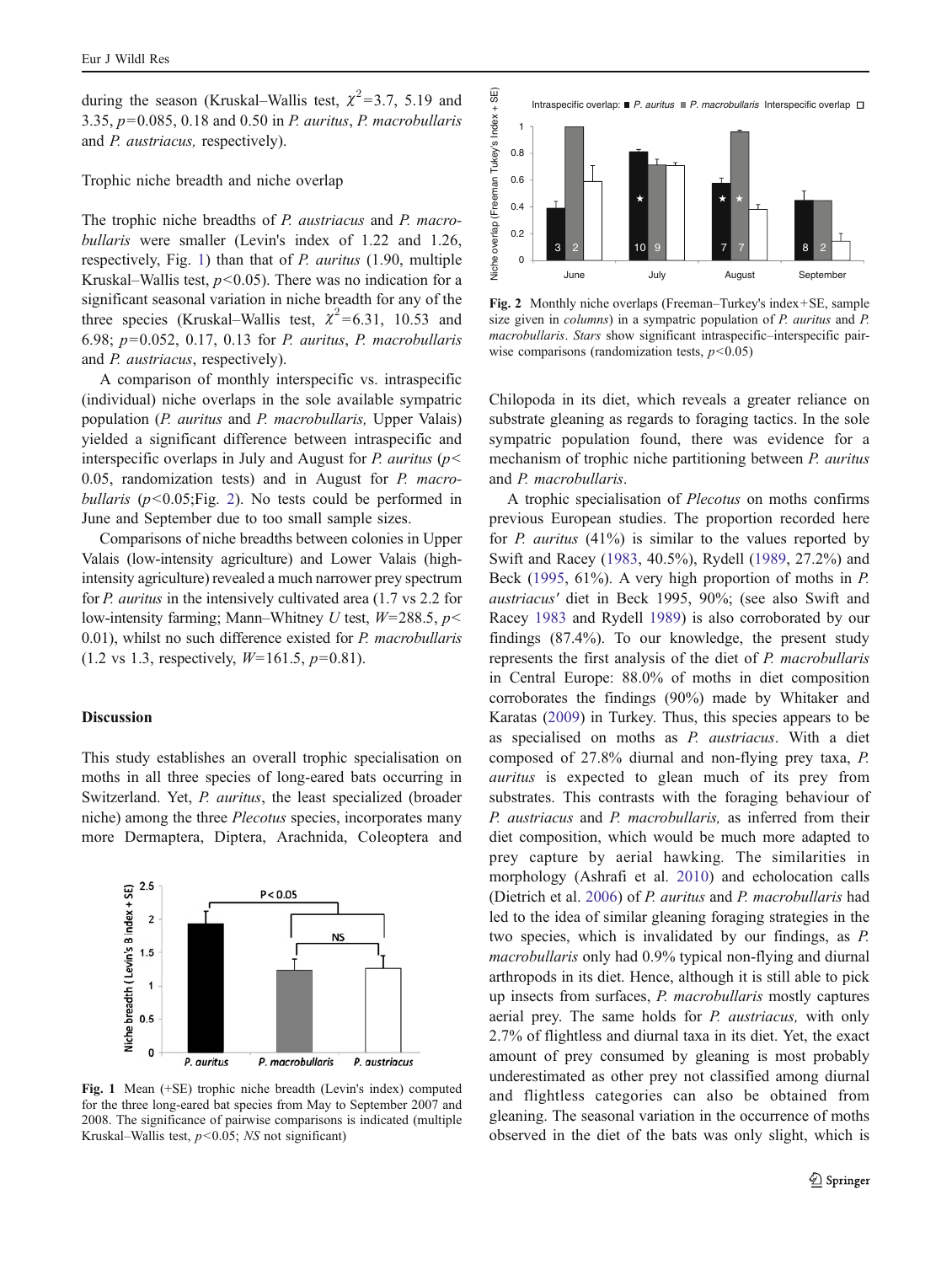during the season (Kruskal–Wallis test, $\chi^2$=3.7, 5.19 and 3.35, $p$=0.085, 0.18 and 0.50 in *P. auritus*, *P. macrobullaris* and *P. austriacus*, respectively).

### Trophic niche breadth and niche overlap

The trophic niche breadths of *P. austriacus* and *P. macrobullaris* were smaller (Levin's index of 1.22 and 1.26, respectively, Fig. 1) than that of *P. auritus* (1.90, multiple Kruskal–Wallis test, $p$<0.05). There was no indication for a significant seasonal variation in niche breadth for any of the three species (Kruskal–Wallis test, $\chi^2$=6.31, 10.53 and 6.98; $p$=0.052, 0.17, 0.13 for *P. auritus*, *P. macrobullaris* and *P. austriacus*, respectively).

A comparison of monthly interspecific vs. intraspecific (individual) niche overlaps in the sole available sympatric population (*P. auritus* and *P. macrobullaris,* Upper Valais) yielded a significant difference between intraspecific and interspecific overlaps in July and August for *P. auritus* ($p$< 0.05, randomization tests) and in August for *P. macrobullaris* ($p$<0.05;Fig. 2). No tests could be performed in June and September due to too small sample sizes.

Comparisons of niche breadths between colonies in Upper Valais (low-intensity agriculture) and Lower Valais (high-intensity agriculture) revealed a much narrower prey spectrum for *P. auritus* in the intensively cultivated area (1.7 vs 2.2 for low-intensity farming; Mann–Whitney $U$ test, $W$=288.5, $p$< 0.01), whilst no such difference existed for *P. macrobullaris* (1.2 vs 1.3, respectively, $W$=161.5, $p$=0.81).

## Discussion

This study establishes an overall trophic specialisation on moths in all three species of long-eared bats occurring in Switzerland. Yet, *P. auritus*, the least specialized (broader niche) among the three *Plecotus* species, incorporates many more Dermaptera, Diptera, Arachnida, Coleoptera and Chilopoda in its diet, which reveals a greater reliance on substrate gleaning as regards to foraging tactics. In the sole sympatric population found, there was evidence for a mechanism of trophic niche partitioning between *P. auritus* and *P. macrobullaris*.

Fig. 1 Mean (+SE) trophic niche breadth (Levin's index) computed for the three long-eared bat species from May to September 2007 and 2008. The significance of pairwise comparisons is indicated (multiple Kruskal–Wallis test, $p$<0.05; *NS* not significant)

Fig. 2 Monthly niche overlaps (Freeman–Turkey's index+SE, sample size given in *columns*) in a sympatric population of *P. auritus* and *P. macrobullaris*. *Stars* show significant intraspecific–interspecific pairwise comparisons (randomization tests, $p$<0.05)

A trophic specialisation of *Plecotus* on moths confirms previous European studies. The proportion recorded here for *P. auritus* (41%) is similar to the values reported by Swift and Racey (1983, 40.5%), Rydell (1989, 27.2%) and Beck (1995, 61%). A very high proportion of moths in *P. austriacus'* diet in Beck 1995, 90%; (see also Swift and Racey 1983 and Rydell 1989) is also corroborated by our findings (87.4%). To our knowledge, the present study represents the first analysis of the diet of *P. macrobullaris* in Central Europe: 88.0% of moths in diet composition corroborates the findings (90%) made by Whitaker and Karatas (2009) in Turkey. Thus, this species appears to be as specialised on moths as *P. austriacus*. With a diet composed of 27.8% diurnal and non-flying prey taxa, *P. auritus* is expected to glean much of its prey from substrates. This contrasts with the foraging behaviour of *P. austriacus* and *P. macrobullaris,* as inferred from their diet composition, which would be much more adapted to prey capture by aerial hawking. The similarities in morphology (Ashrafi et al. 2010) and echolocation calls (Dietrich et al. 2006) of *P. auritus* and *P. macrobullaris* had led to the idea of similar gleaning foraging strategies in the two species, which is invalidated by our findings, as *P. macrobullaris* only had 0.9% typical non-flying and diurnal arthropods in its diet. Hence, although it is still able to pick up insects from surfaces, *P. macrobullaris* mostly captures aerial prey. The same holds for *P. austriacus,* with only 2.7% of flightless and diurnal taxa in its diet. Yet, the exact amount of prey consumed by gleaning is most probably underestimated as other prey not classified among diurnal and flightless categories can also be obtained from gleaning. The seasonal variation in the occurrence of moths observed in the diet of the bats was only slight, which is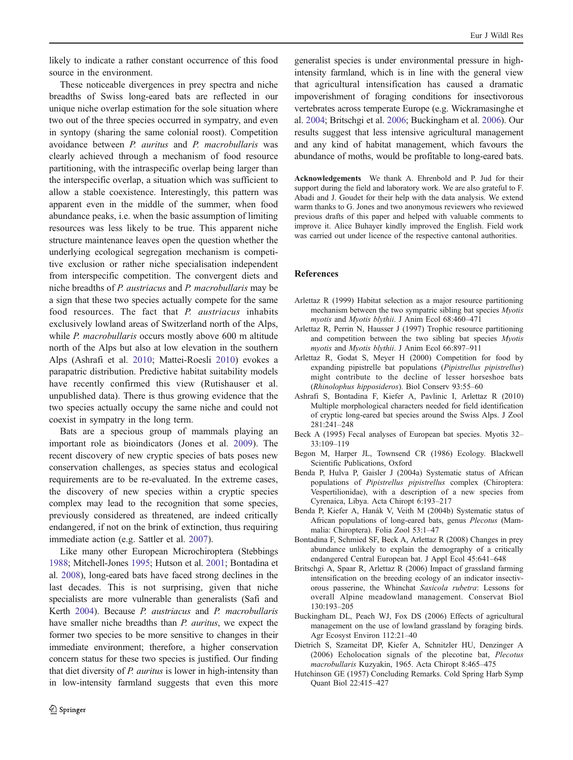likely to indicate a rather constant occurrence of this food source in the environment.

These noticeable divergences in prey spectra and niche breadths of Swiss long-eared bats are reflected in our unique niche overlap estimation for the sole situation where two out of the three species occurred in sympatry, and even in syntopy (sharing the same colonial roost). Competition avoidance between *P. auritus* and *P. macrobullaris* was clearly achieved through a mechanism of food resource partitioning, with the intraspecific overlap being larger than the interspecific overlap, a situation which was sufficient to allow a stable coexistence. Interestingly, this pattern was apparent even in the middle of the summer, when food abundance peaks, i.e. when the basic assumption of limiting resources was less likely to be true. This apparent niche structure maintenance leaves open the question whether the underlying ecological segregation mechanism is competitive exclusion or rather niche specialisation independent from interspecific competition. The convergent diets and niche breadths of *P. austriacus* and *P. macrobullaris* may be a sign that these two species actually compete for the same food resources. The fact that *P. austriacus* inhabits exclusively lowland areas of Switzerland north of the Alps, while *P. macrobullaris* occurs mostly above 600 m altitude north of the Alps but also at low elevation in the southern Alps (Ashrafi et al. 2010; Mattei-Roesli 2010) evokes a parapatric distribution. Predictive habitat suitability models have recently confirmed this view (Rutishauser et al. unpublished data). There is thus growing evidence that the two species actually occupy the same niche and could not coexist in sympatry in the long term.

Bats are a specious group of mammals playing an important role as bioindicators (Jones et al. 2009). The recent discovery of new cryptic species of bats poses new conservation challenges, as species status and ecological requirements are to be re-evaluated. In the extreme cases, the discovery of new species within a cryptic species complex may lead to the recognition that some species, previously considered as threatened, are indeed critically endangered, if not on the brink of extinction, thus requiring immediate action (e.g. Sattler et al. 2007).

Like many other European Microchiroptera (Stebbings 1988; Mitchell-Jones 1995; Hutson et al. 2001; Bontadina et al. 2008), long-eared bats have faced strong declines in the last decades. This is not surprising, given that niche specialists are more vulnerable than generalists (Safi and Kerth 2004). Because *P. austriacus* and *P. macrobullaris* have smaller niche breadths than *P. auritus*, we expect the former two species to be more sensitive to changes in their immediate environment; therefore, a higher conservation concern status for these two species is justified. Our finding that diet diversity of *P. auritus* is lower in high-intensity than in low-intensity farmland suggests that even this more generalist species is under environmental pressure in high-intensity farmland, which is in line with the general view that agricultural intensification has caused a dramatic impoverishment of foraging conditions for insectivorous vertebrates across temperate Europe (e.g. Wickramasinghe et al. 2004; Britschgi et al. 2006; Buckingham et al. 2006). Our results suggest that less intensive agricultural management and any kind of habitat management, which favours the abundance of moths, would be profitable to long-eared bats.

**Acknowledgements** We thank A. Ehrenbold and P. Jud for their support during the field and laboratory work. We are also grateful to F. Abadi and J. Goudet for their help with the data analysis. We extend warm thanks to G. Jones and two anonymous reviewers who reviewed previous drafts of this paper and helped with valuable comments to improve it. Alice Buhayer kindly improved the English. Field work was carried out under licence of the respective cantonal authorities.

## References

Arlettaz R (1999) Habitat selection as a major resource partitioning mechanism between the two sympatric sibling bat species *Myotis myotis* and *Myotis blythii*. J Anim Ecol 68:460–471

Arlettaz R, Perrin N, Hausser J (1997) Trophic resource partitioning and competition between the two sibling bat species *Myotis myotis* and *Myotis blythii*. J Anim Ecol 66:897–911

Arlettaz R, Godat S, Meyer H (2000) Competition for food by expanding pipistrelle bat populations (*Pipistrellus pipistrellus*) might contribute to the decline of lesser horseshoe bats (*Rhinolophus hipposideros*). Biol Conserv 93:55–60

Ashrafi S, Bontadina F, Kiefer A, Pavlinic I, Arlettaz R (2010) Multiple morphological characters needed for field identification of cryptic long-eared bat species around the Swiss Alps. J Zool 281:241–248

Beck A (1995) Fecal analyses of European bat species. Myotis 32–33:109–119

Begon M, Harper JL, Townsend CR (1986) Ecology. Blackwell Scientific Publications, Oxford

Benda P, Hulva P, Gaisler J (2004a) Systematic status of African populations of *Pipistrellus pipistrellus* complex (Chiroptera: Vespertilionidae), with a description of a new species from Cyrenaica, Libya. Acta Chiropt 6:193–217

Benda P, Kiefer A, Hanák V, Veith M (2004b) Systematic status of African populations of long-eared bats, genus *Plecotus* (Mammalia: Chiroptera). Folia Zool 53:1–47

Bontadina F, Schmied SF, Beck A, Arlettaz R (2008) Changes in prey abundance unlikely to explain the demography of a critically endangered Central European bat. J Appl Ecol 45:641–648

Britschgi A, Spaar R, Arlettaz R (2006) Impact of grassland farming intensification on the breeding ecology of an indicator insectivorous passerine, the Whinchat *Saxicola rubetra*: Lessons for overall Alpine meadowland management. Conservat Biol 130:193–205

Buckingham DL, Peach WJ, Fox DS (2006) Effects of agricultural management on the use of lowland grassland by foraging birds. Agr Ecosyst Environ 112:21–40

Dietrich S, Szameitat DP, Kiefer A, Schnitzler HU, Denzinger A (2006) Echolocation signals of the plecotine bat, *Plecotus macrobullaris* Kuzyakin, 1965. Acta Chiropt 8:465–475

Hutchinson GE (1957) Concluding Remarks. Cold Spring Harb Symp Quant Biol 22:415–427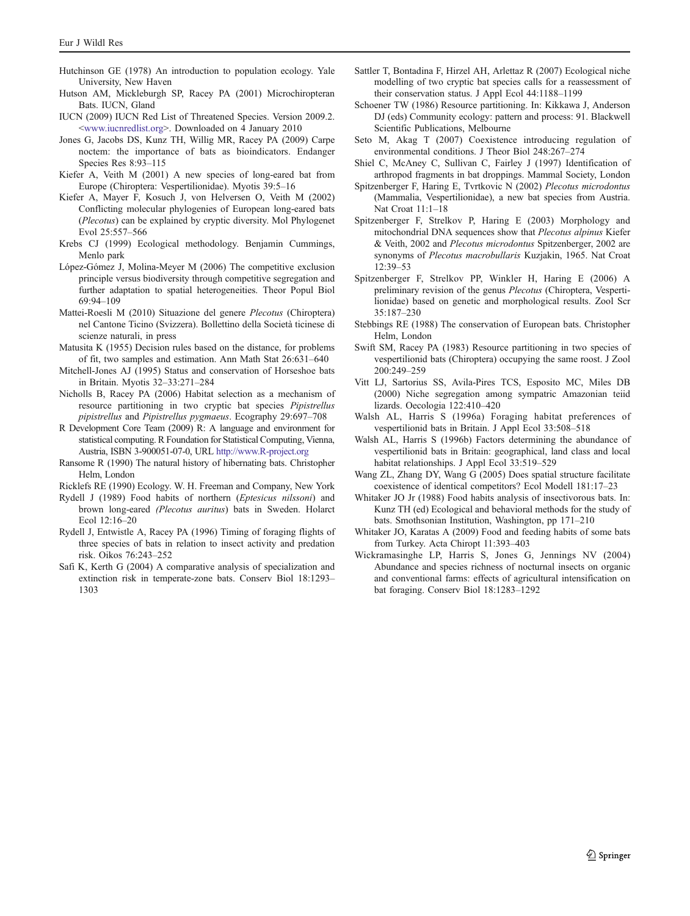Hutchinson GE (1978) An introduction to population ecology. Yale University, New Haven

Hutson AM, Mickleburgh SP, Racey PA (2001) Microchiropteran Bats. IUCN, Gland

IUCN (2009) IUCN Red List of Threatened Species. Version 2009.2. <www.iucnredlist.org>. Downloaded on 4 January 2010

Jones G, Jacobs DS, Kunz TH, Willig MR, Racey PA (2009) Carpe noctem: the importance of bats as bioindicators. Endanger Species Res 8:93–115

Kiefer A, Veith M (2001) A new species of long-eared bat from Europe (Chiroptera: Vespertilionidae). Myotis 39:5–16

Kiefer A, Mayer F, Kosuch J, von Helversen O, Veith M (2002) Conflicting molecular phylogenies of European long-eared bats (*Plecotus*) can be explained by cryptic diversity. Mol Phylogenet Evol 25:557–566

Krebs CJ (1999) Ecological methodology. Benjamin Cummings, Menlo park

López-Gómez J, Molina-Meyer M (2006) The competitive exclusion principle versus biodiversity through competitive segregation and further adaptation to spatial heterogeneities. Theor Popul Biol 69:94–109

Mattei-Roesli M (2010) Situazione del genere *Plecotus* (Chiroptera) nel Cantone Ticino (Svizzera). Bollettino della Società ticinese di scienze naturali, in press

Matusita K (1955) Decision rules based on the distance, for problems of fit, two samples and estimation. Ann Math Stat 26:631–640

Mitchell-Jones AJ (1995) Status and conservation of Horseshoe bats in Britain. Myotis 32–33:271–284

Nicholls B, Racey PA (2006) Habitat selection as a mechanism of resource partitioning in two cryptic bat species *Pipistrellus pipistrellus* and *Pipistrellus pygmaeus*. Ecography 29:697–708

R Development Core Team (2009) R: A language and environment for statistical computing. R Foundation for Statistical Computing, Vienna, Austria, ISBN 3-900051-07-0, URL http://www.R-project.org

Ransome R (1990) The natural history of hibernating bats. Christopher Helm, London

Ricklefs RE (1990) Ecology. W. H. Freeman and Company, New York

Rydell J (1989) Food habits of northern (*Eptesicus nilssoni*) and brown long-eared *(Plecotus auritus*) bats in Sweden. Holarct Ecol 12:16–20

Rydell J, Entwistle A, Racey PA (1996) Timing of foraging flights of three species of bats in relation to insect activity and predation risk. Oikos 76:243–252

Safi K, Kerth G (2004) A comparative analysis of specialization and extinction risk in temperate-zone bats. Conserv Biol 18:1293–1303

Sattler T, Bontadina F, Hirzel AH, Arlettaz R (2007) Ecological niche modelling of two cryptic bat species calls for a reassessment of their conservation status. J Appl Ecol 44:1188–1199

Schoener TW (1986) Resource partitioning. In: Kikkawa J, Anderson DJ (eds) Community ecology: pattern and process: 91. Blackwell Scientific Publications, Melbourne

Seto M, Akag T (2007) Coexistence introducing regulation of environmental conditions. J Theor Biol 248:267–274

Shiel C, McAney C, Sullivan C, Fairley J (1997) Identification of arthropod fragments in bat droppings. Mammal Society, London

Spitzenberger F, Haring E, Tvrtkovic N (2002) *Plecotus microdontus* (Mammalia, Vespertilionidae), a new bat species from Austria. Nat Croat 11:1–18

Spitzenberger F, Strelkov P, Haring E (2003) Morphology and mitochondrial DNA sequences show that *Plecotus alpinus* Kiefer & Veith, 2002 and *Plecotus microdontus* Spitzenberger, 2002 are synonyms of *Plecotus macrobullaris* Kuzjakin, 1965. Nat Croat 12:39–53

Spitzenberger F, Strelkov PP, Winkler H, Haring E (2006) A preliminary revision of the genus *Plecotus* (Chiroptera, Vespertilionidae) based on genetic and morphological results. Zool Scr 35:187–230

Stebbings RE (1988) The conservation of European bats. Christopher Helm, London

Swift SM, Racey PA (1983) Resource partitioning in two species of vespertilionid bats (Chiroptera) occupying the same roost. J Zool 200:249–259

Vitt LJ, Sartorius SS, Avila-Pires TCS, Esposito MC, Miles DB (2000) Niche segregation among sympatric Amazonian teiid lizards. Oecologia 122:410–420

Walsh AL, Harris S (1996a) Foraging habitat preferences of vespertilionid bats in Britain. J Appl Ecol 33:508–518

Walsh AL, Harris S (1996b) Factors determining the abundance of vespertilionid bats in Britain: geographical, land class and local habitat relationships. J Appl Ecol 33:519–529

Wang ZL, Zhang DY, Wang G (2005) Does spatial structure facilitate coexistence of identical competitors? Ecol Modell 181:17–23

Whitaker JO Jr (1988) Food habits analysis of insectivorous bats. In: Kunz TH (ed) Ecological and behavioral methods for the study of bats. Smothsonian Institution, Washington, pp 171–210

Whitaker JO, Karatas A (2009) Food and feeding habits of some bats from Turkey. Acta Chiropt 11:393–403

Wickramasinghe LP, Harris S, Jones G, Jennings NV (2004) Abundance and species richness of nocturnal insects on organic and conventional farms: effects of agricultural intensification on bat foraging. Conserv Biol 18:1283–1292